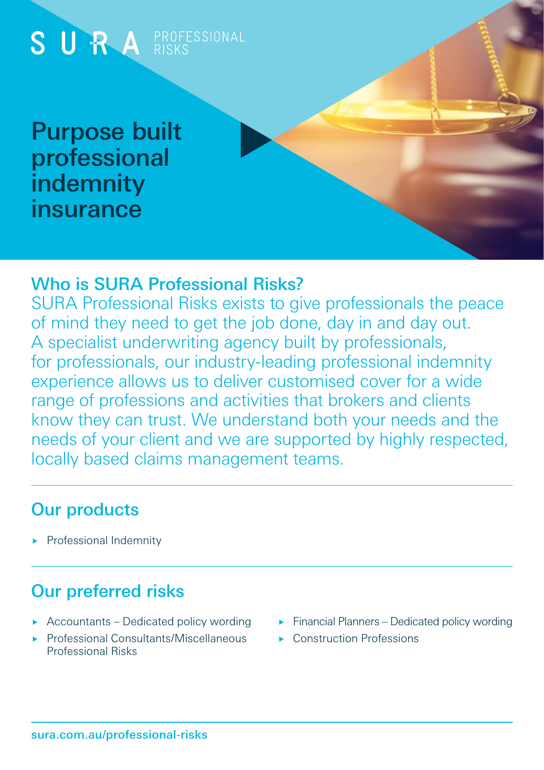SURA PROFESSIONAL RISKS

# Purpose built professional indemnity insurance

## Who is SURA Professional Risks?

SURA Professional Risks exists to give professionals the peace of mind they need to get the job done, day in and day out. A specialist underwriting agency built by professionals, for professionals, our industry-leading professional indemnity experience allows us to deliver customised cover for a wide range of professions and activities that brokers and clients know they can trust. We understand both your needs and the needs of your client and we are supported by highly respected, locally based claims management teams.

## Our products

- Professional Indemnity

## Our preferred risks

- Accountants – Dedicated policy wording
- Professional Consultants/Miscellaneous Professional Risks
- Financial Planners – Dedicated policy wording
- Construction Professions

sura.com.au/professional-risks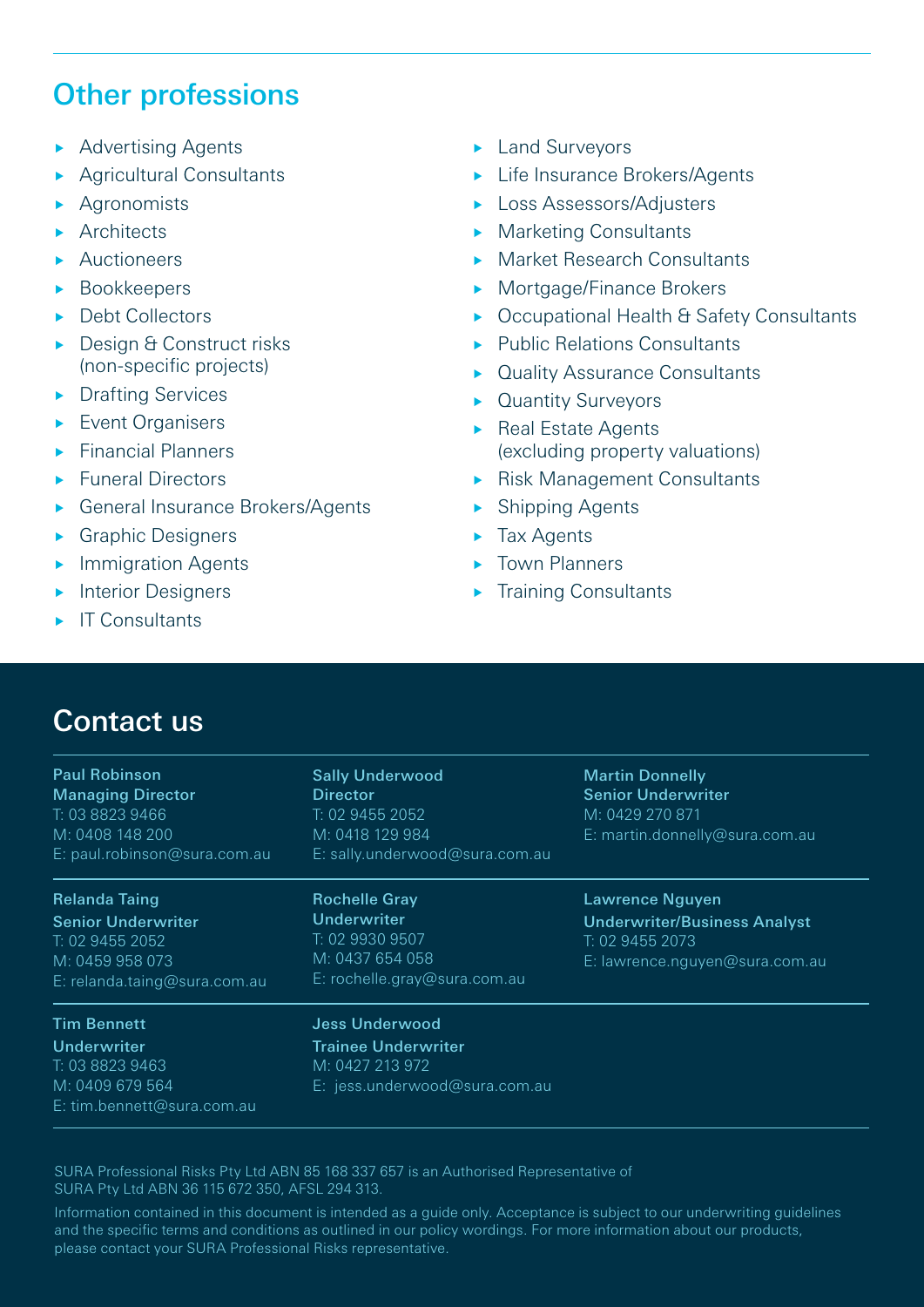## Other professions

- Advertising Agents
- Agricultural Consultants
- Agronomists
- Architects
- Auctioneers
- Bookkeepers
- Debt Collectors
- Design & Construct risks (non-specific projects)
- Drafting Services
- Event Organisers
- Financial Planners
- Funeral Directors
- General Insurance Brokers/Agents
- Graphic Designers
- Immigration Agents
- Interior Designers
- IT Consultants
- Land Surveyors
- Life Insurance Brokers/Agents
- Loss Assessors/Adjusters
- Marketing Consultants
- Market Research Consultants
- Mortgage/Finance Brokers
- Occupational Health & Safety Consultants
- Public Relations Consultants
- Quality Assurance Consultants
- Quantity Surveyors
- Real Estate Agents (excluding property valuations)
- Risk Management Consultants
- Shipping Agents
- Tax Agents
- Town Planners
- Training Consultants

## Contact us

**Paul Robinson**
**Managing Director**
T: 03 8823 9466
M: 0408 148 200
E: paul.robinson@sura.com.au

**Sally Underwood**
**Director**
T: 02 9455 2052
M: 0418 129 984
E: sally.underwood@sura.com.au

**Martin Donnelly**
**Senior Underwriter**
M: 0429 270 871
E: martin.donnelly@sura.com.au

**Relanda Taing**
**Senior Underwriter**
T: 02 9455 2052
M: 0459 958 073
E: relanda.taing@sura.com.au

**Rochelle Gray**
**Underwriter**
T: 02 9930 9507
M: 0437 654 058
E: rochelle.gray@sura.com.au

**Lawrence Nguyen**
**Underwriter/Business Analyst**
T: 02 9455 2073
E: lawrence.nguyen@sura.com.au

**Tim Bennett**
**Underwriter**
T: 03 8823 9463
M: 0409 679 564
E: tim.bennett@sura.com.au

**Jess Underwood**
**Trainee Underwriter**
M: 0427 213 972
E: jess.underwood@sura.com.au

SURA Professional Risks Pty Ltd ABN 85 168 337 657 is an Authorised Representative of SURA Pty Ltd ABN 36 115 672 350, AFSL 294 313.

Information contained in this document is intended as a guide only. Acceptance is subject to our underwriting guidelines and the specific terms and conditions as outlined in our policy wordings. For more information about our products, please contact your SURA Professional Risks representative.